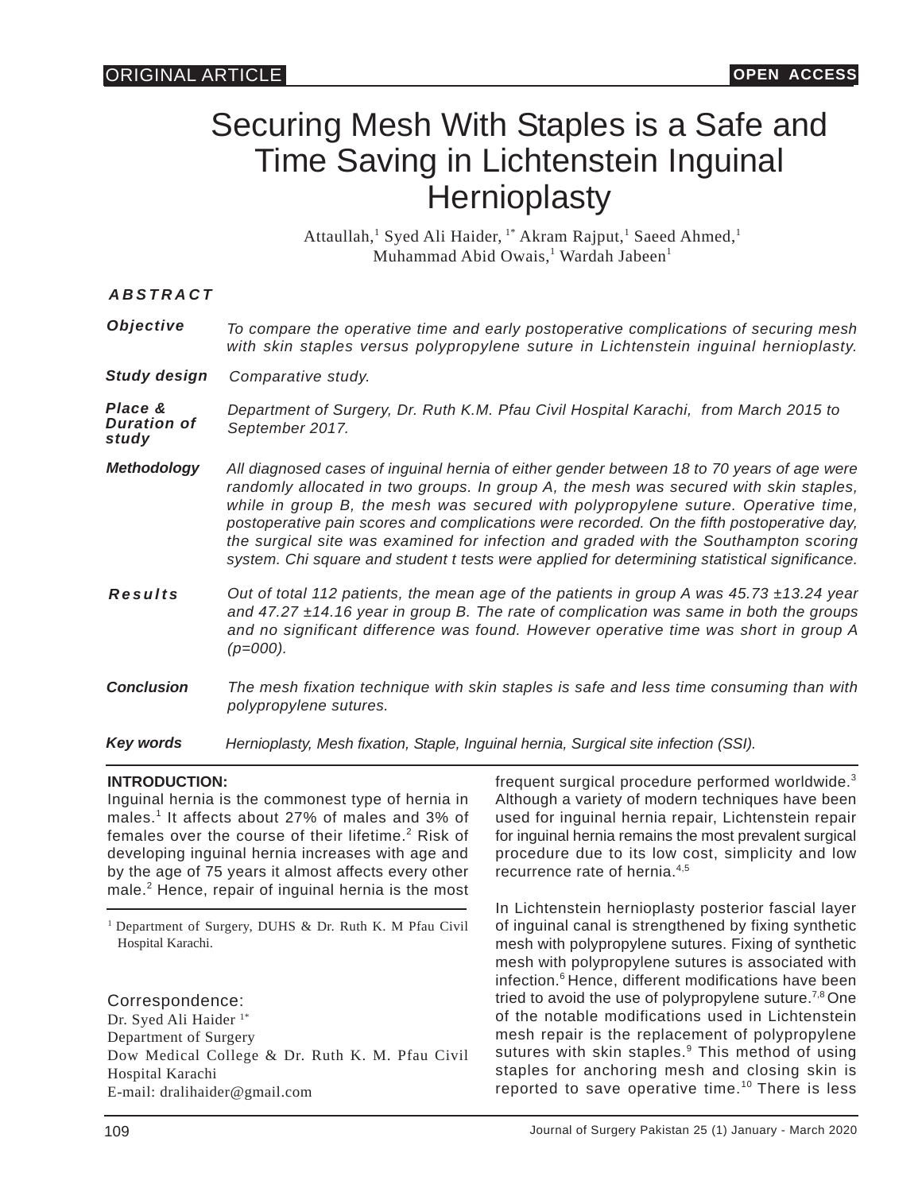ORIGINAL ARTICLE

OPEN ACCESS

# Securing Mesh With Staples is a Safe and Time Saving in Lichtenstein Inguinal Hernioplasty

Attaullah,[1] Syed Ali Haider, [1*] Akram Rajput,[1] Saeed Ahmed,[1] Muhammad Abid Owais,[1] Wardah Jabeen[1]

## ABSTRACT

**Objective** *To compare the operative time and early postoperative complications of securing mesh with skin staples versus polypropylene suture in Lichtenstein inguinal hernioplasty.*

**Study design** *Comparative study.*

**Place & Duration of study** *Department of Surgery, Dr. Ruth K.M. Pfau Civil Hospital Karachi, from March 2015 to September 2017.*

**Methodology** *All diagnosed cases of inguinal hernia of either gender between 18 to 70 years of age were randomly allocated in two groups. In group A, the mesh was secured with skin staples, while in group B, the mesh was secured with polypropylene suture. Operative time, postoperative pain scores and complications were recorded. On the fifth postoperative day, the surgical site was examined for infection and graded with the Southampton scoring system. Chi square and student t tests were applied for determining statistical significance.*

**Results** *Out of total 112 patients, the mean age of the patients in group A was 45.73 ±13.24 year and 47.27 ±14.16 year in group B. The rate of complication was same in both the groups and no significant difference was found. However operative time was short in group A (p=000).*

**Conclusion** *The mesh fixation technique with skin staples is safe and less time consuming than with polypropylene sutures.*

**Key words** *Hernioplasty, Mesh fixation, Staple, Inguinal hernia, Surgical site infection (SSI).*

## INTRODUCTION:

Inguinal hernia is the commonest type of hernia in males.[1] It affects about 27% of males and 3% of females over the course of their lifetime.[2] Risk of developing inguinal hernia increases with age and by the age of 75 years it almost affects every other male.[2] Hence, repair of inguinal hernia is the most frequent surgical procedure performed worldwide.[3] Although a variety of modern techniques have been used for inguinal hernia repair, Lichtenstein repair for inguinal hernia remains the most prevalent surgical procedure due to its low cost, simplicity and low recurrence rate of hernia.[4,5]

In Lichtenstein hernioplasty posterior fascial layer of inguinal canal is strengthened by fixing synthetic mesh with polypropylene sutures. Fixing of synthetic mesh with polypropylene sutures is associated with infection.[6] Hence, different modifications have been tried to avoid the use of polypropylene suture.[7,8] One of the notable modifications used in Lichtenstein mesh repair is the replacement of polypropylene sutures with skin staples.[9] This method of using staples for anchoring mesh and closing skin is reported to save operative time.[10] There is less

[1] Department of Surgery, DUHS & Dr. Ruth K. M Pfau Civil Hospital Karachi.

Correspondence:
Dr. Syed Ali Haider [1*]
Department of Surgery
Dow Medical College & Dr. Ruth K. M. Pfau Civil Hospital Karachi
E-mail: dralihaider@gmail.com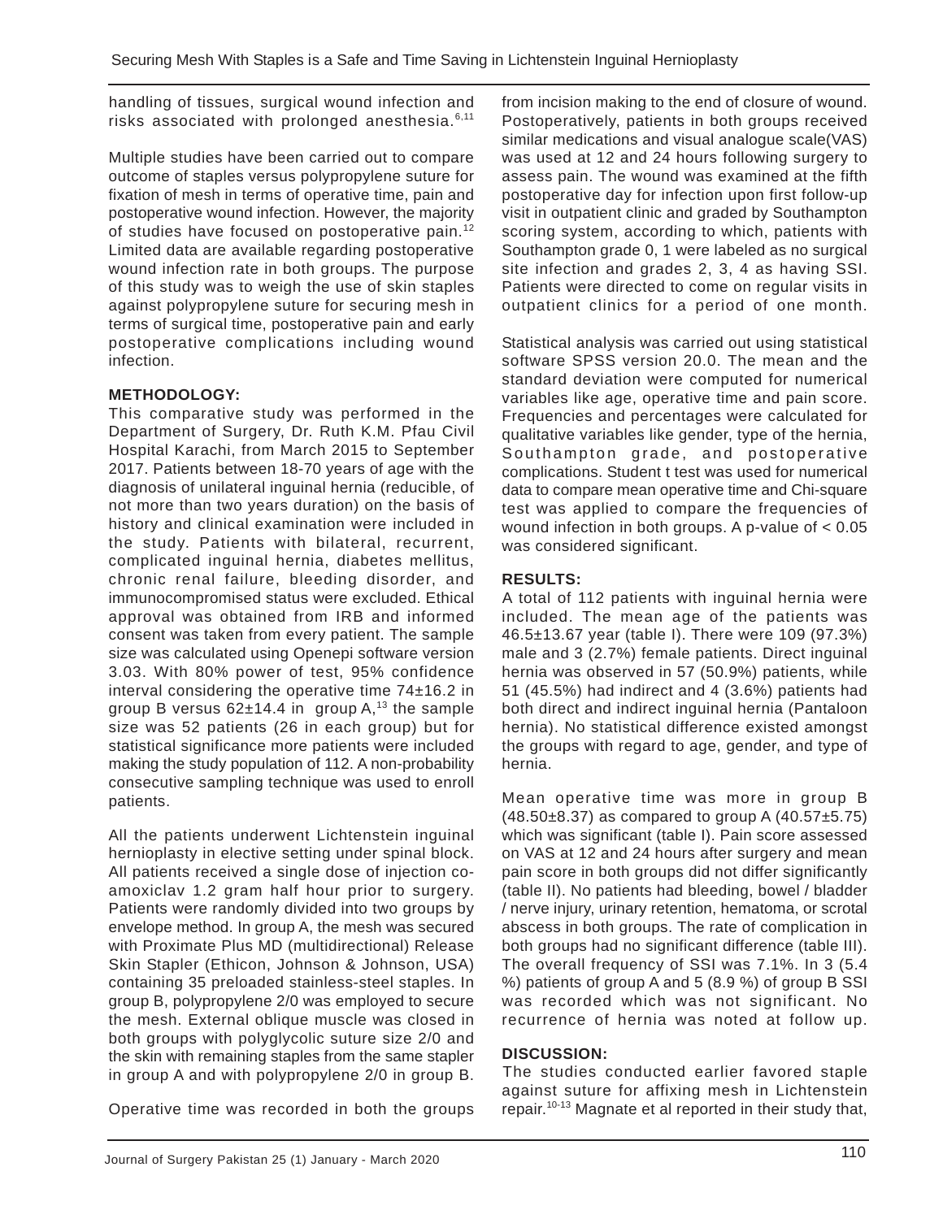handling of tissues, surgical wound infection and risks associated with prolonged anesthesia.[6,11]

Multiple studies have been carried out to compare outcome of staples versus polypropylene suture for fixation of mesh in terms of operative time, pain and postoperative wound infection. However, the majority of studies have focused on postoperative pain.[12] Limited data are available regarding postoperative wound infection rate in both groups. The purpose of this study was to weigh the use of skin staples against polypropylene suture for securing mesh in terms of surgical time, postoperative pain and early postoperative complications including wound infection.

**METHODOLOGY:**

This comparative study was performed in the Department of Surgery, Dr. Ruth K.M. Pfau Civil Hospital Karachi, from March 2015 to September 2017. Patients between 18-70 years of age with the diagnosis of unilateral inguinal hernia (reducible, of not more than two years duration) on the basis of history and clinical examination were included in the study. Patients with bilateral, recurrent, complicated inguinal hernia, diabetes mellitus, chronic renal failure, bleeding disorder, and immunocompromised status were excluded. Ethical approval was obtained from IRB and informed consent was taken from every patient. The sample size was calculated using Openepi software version 3.03. With 80% power of test, 95% confidence interval considering the operative time 74±16.2 in group B versus 62±14.4 in group A,[13] the sample size was 52 patients (26 in each group) but for statistical significance more patients were included making the study population of 112. A non-probability consecutive sampling technique was used to enroll patients.

All the patients underwent Lichtenstein inguinal hernioplasty in elective setting under spinal block. All patients received a single dose of injection co-amoxiclav 1.2 gram half hour prior to surgery. Patients were randomly divided into two groups by envelope method. In group A, the mesh was secured with Proximate Plus MD (multidirectional) Release Skin Stapler (Ethicon, Johnson & Johnson, USA) containing 35 preloaded stainless-steel staples. In group B, polypropylene 2/0 was employed to secure the mesh. External oblique muscle was closed in both groups with polyglycolic suture size 2/0 and the skin with remaining staples from the same stapler in group A and with polypropylene 2/0 in group B.

Operative time was recorded in both the groups from incision making to the end of closure of wound. Postoperatively, patients in both groups received similar medications and visual analogue scale(VAS) was used at 12 and 24 hours following surgery to assess pain. The wound was examined at the fifth postoperative day for infection upon first follow-up visit in outpatient clinic and graded by Southampton scoring system, according to which, patients with Southampton grade 0, 1 were labeled as no surgical site infection and grades 2, 3, 4 as having SSI. Patients were directed to come on regular visits in outpatient clinics for a period of one month.

Statistical analysis was carried out using statistical software SPSS version 20.0. The mean and the standard deviation were computed for numerical variables like age, operative time and pain score. Frequencies and percentages were calculated for qualitative variables like gender, type of the hernia, Southampton grade, and postoperative complications. Student t test was used for numerical data to compare mean operative time and Chi-square test was applied to compare the frequencies of wound infection in both groups. A p-value of $< 0.05$ was considered significant.

**RESULTS:**

A total of 112 patients with inguinal hernia were included. The mean age of the patients was 46.5±13.67 year (table I). There were 109 (97.3%) male and 3 (2.7%) female patients. Direct inguinal hernia was observed in 57 (50.9%) patients, while 51 (45.5%) had indirect and 4 (3.6%) patients had both direct and indirect inguinal hernia (Pantaloon hernia). No statistical difference existed amongst the groups with regard to age, gender, and type of hernia.

Mean operative time was more in group B (48.50±8.37) as compared to group A (40.57±5.75) which was significant (table I). Pain score assessed on VAS at 12 and 24 hours after surgery and mean pain score in both groups did not differ significantly (table II). No patients had bleeding, bowel / bladder / nerve injury, urinary retention, hematoma, or scrotal abscess in both groups. The rate of complication in both groups had no significant difference (table III). The overall frequency of SSI was 7.1%. In 3 (5.4 %) patients of group A and 5 (8.9 %) of group B SSI was recorded which was not significant. No recurrence of hernia was noted at follow up.

**DISCUSSION:**

The studies conducted earlier favored staple against suture for affixing mesh in Lichtenstein repair.[10-13] Magnate et al reported in their study that,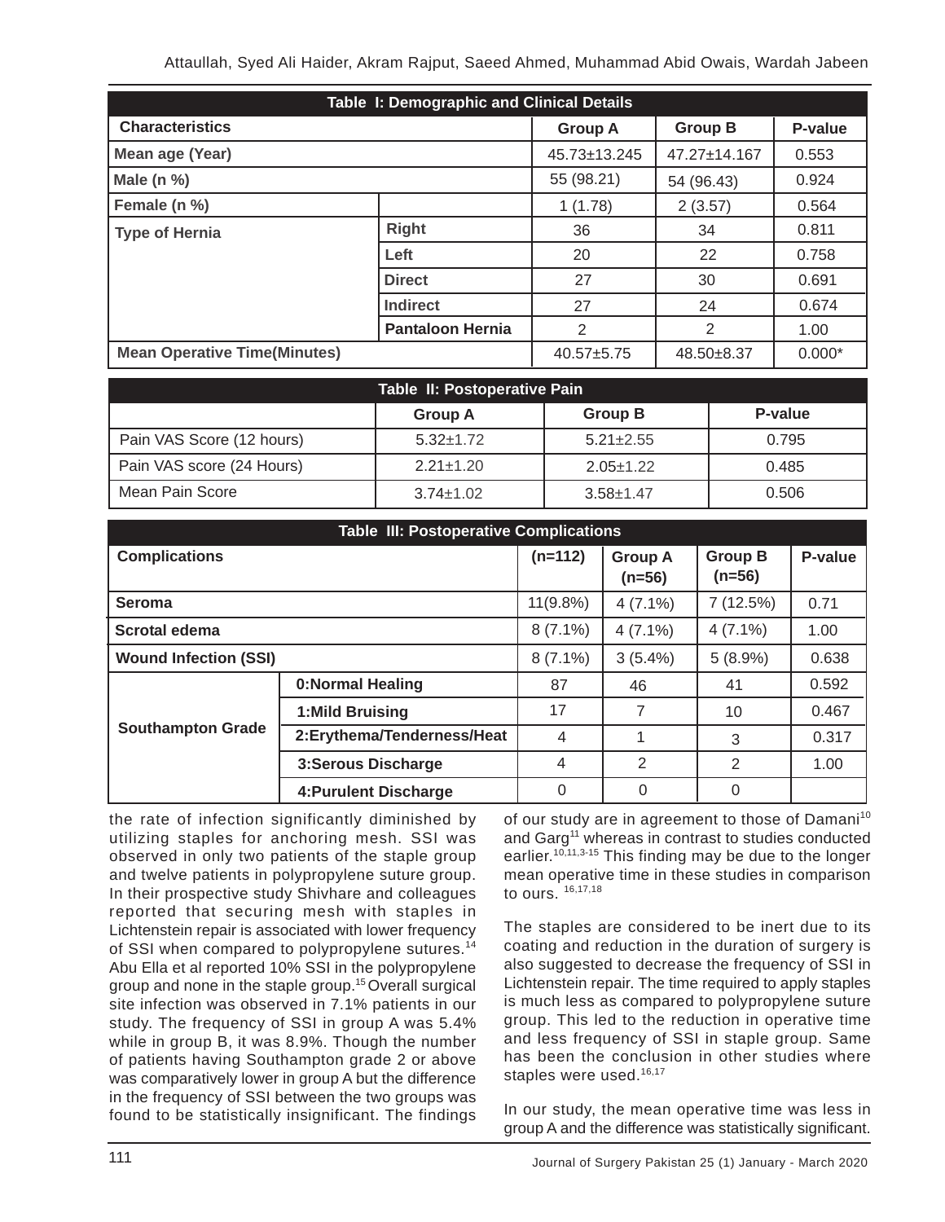**Table I: Demographic and Clinical Details**

| Characteristics | | Group A | Group B | P-value |
|---|---|---|---|---|
| Mean age (Year) | | 45.73±13.245 | 47.27±14.167 | 0.553 |
| Male (n %) | | 55 (98.21) | 54 (96.43) | 0.924 |
| Female (n %) | | 1 (1.78) | 2 (3.57) | 0.564 |
| Type of Hernia | Right | 36 | 34 | 0.811 |
| | Left | 20 | 22 | 0.758 |
| | Direct | 27 | 30 | 0.691 |
| | Indirect | 27 | 24 | 0.674 |
| | Pantaloon Hernia | 2 | 2 | 1.00 |
| Mean Operative Time(Minutes) | | 40.57±5.75 | 48.50±8.37 | 0.000* |

**Table II: Postoperative Pain**

| | Group A | Group B | P-value |
|---|---|---|---|
| Pain VAS Score (12 hours) | 5.32±1.72 | 5.21±2.55 | 0.795 |
| Pain VAS score (24 Hours) | 2.21±1.20 | 2.05±1.22 | 0.485 |
| Mean Pain Score | 3.74±1.02 | 3.58±1.47 | 0.506 |

**Table III: Postoperative Complications**

| Complications | | (n=112) | Group A (n=56) | Group B (n=56) | P-value |
|---|---|---|---|---|---|
| Seroma | | 11(9.8%) | 4 (7.1%) | 7 (12.5%) | 0.71 |
| Scrotal edema | | 8 (7.1%) | 4 (7.1%) | 4 (7.1%) | 1.00 |
| Wound Infection (SSI) | | 8 (7.1%) | 3 (5.4%) | 5 (8.9%) | 0.638 |
| Southampton Grade | 0:Normal Healing | 87 | 46 | 41 | 0.592 |
| | 1:Mild Bruising | 17 | 7 | 10 | 0.467 |
| | 2:Erythema/Tenderness/Heat | 4 | 1 | 3 | 0.317 |
| | 3:Serous Discharge | 4 | 2 | 2 | 1.00 |
| | 4:Purulent Discharge | 0 | 0 | 0 | |

the rate of infection significantly diminished by utilizing staples for anchoring mesh. SSI was observed in only two patients of the staple group and twelve patients in polypropylene suture group. In their prospective study Shivhare and colleagues reported that securing mesh with staples in Lichtenstein repair is associated with lower frequency of SSI when compared to polypropylene sutures.[14] Abu Ella et al reported 10% SSI in the polypropylene group and none in the staple group.[15] Overall surgical site infection was observed in 7.1% patients in our study. The frequency of SSI in group A was 5.4% while in group B, it was 8.9%. Though the number of patients having Southampton grade 2 or above was comparatively lower in group A but the difference in the frequency of SSI between the two groups was found to be statistically insignificant. The findings of our study are in agreement to those of Damani[10] and Garg[11] whereas in contrast to studies conducted earlier.[10,11,3-15] This finding may be due to the longer mean operative time in these studies in comparison to ours.[16,17,18]

The staples are considered to be inert due to its coating and reduction in the duration of surgery is also suggested to decrease the frequency of SSI in Lichtenstein repair. The time required to apply staples is much less as compared to polypropylene suture group. This led to the reduction in operative time and less frequency of SSI in staple group. Same has been the conclusion in other studies where staples were used.[16,17]

In our study, the mean operative time was less in group A and the difference was statistically significant.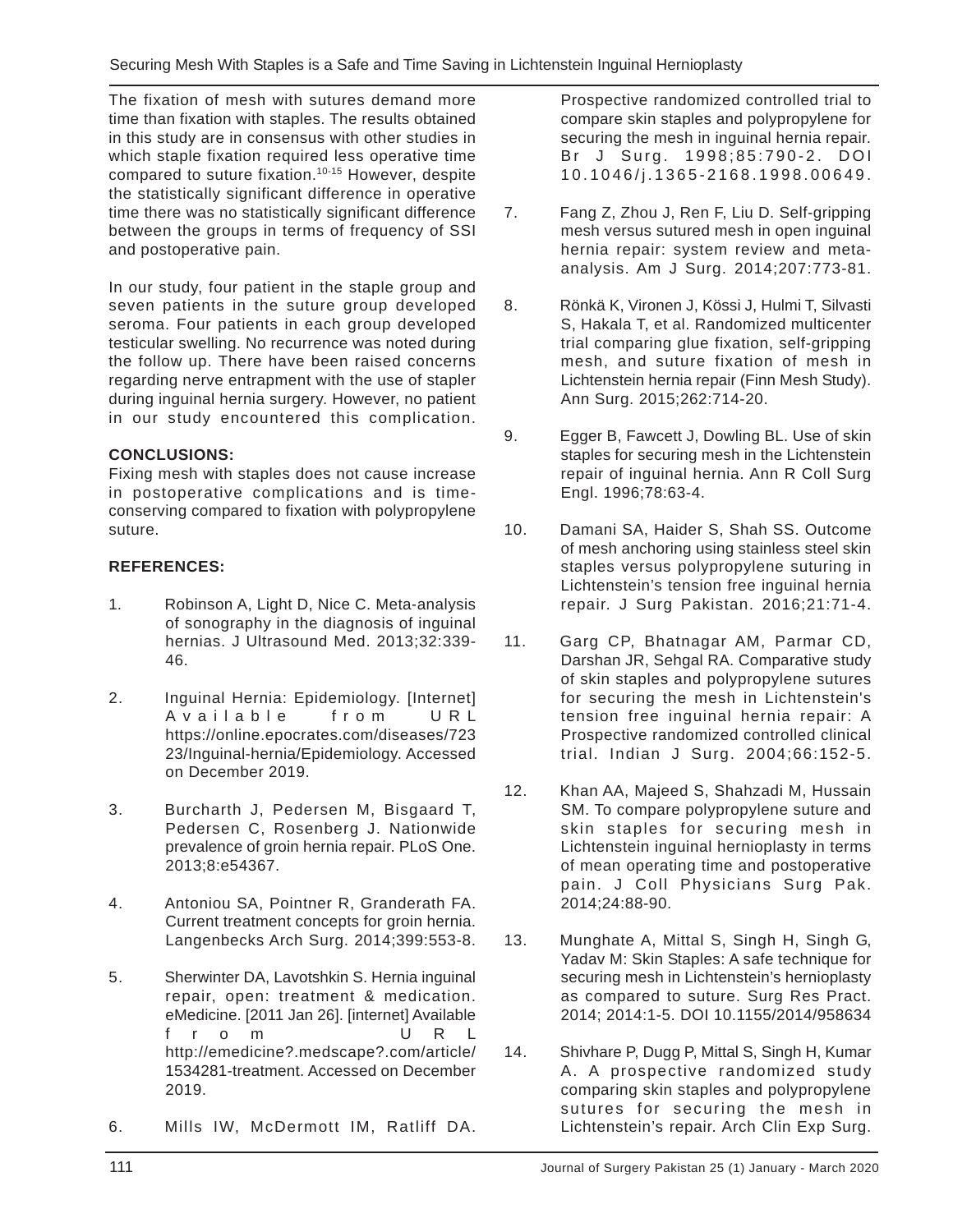The fixation of mesh with sutures demand more time than fixation with staples. The results obtained in this study are in consensus with other studies in which staple fixation required less operative time compared to suture fixation.[10-15] However, despite the statistically significant difference in operative time there was no statistically significant difference between the groups in terms of frequency of SSI and postoperative pain.

In our study, four patient in the staple group and seven patients in the suture group developed seroma. Four patients in each group developed testicular swelling. No recurrence was noted during the follow up. There have been raised concerns regarding nerve entrapment with the use of stapler during inguinal hernia surgery. However, no patient in our study encountered this complication.

**CONCLUSIONS:**

Fixing mesh with staples does not cause increase in postoperative complications and is time-conserving compared to fixation with polypropylene suture.

**REFERENCES:**

1. Robinson A, Light D, Nice C. Meta-analysis of sonography in the diagnosis of inguinal hernias. J Ultrasound Med. 2013;32:339-46.
2. Inguinal Hernia: Epidemiology. [Internet] Available from URL https://online.epocrates.com/diseases/72323/Inguinal-hernia/Epidemiology. Accessed on December 2019.
3. Burcharth J, Pedersen M, Bisgaard T, Pedersen C, Rosenberg J. Nationwide prevalence of groin hernia repair. PLoS One. 2013;8:e54367.
4. Antoniou SA, Pointner R, Granderath FA. Current treatment concepts for groin hernia. Langenbecks Arch Surg. 2014;399:553-8.
5. Sherwinter DA, Lavotshkin S. Hernia inguinal repair, open: treatment & medication. eMedicine. [2011 Jan 26]. [internet] Available from URL http://emedicine?.medscape?.com/article/1534281-treatment. Accessed on December 2019.
6. Mills IW, McDermott IM, Ratliff DA. Prospective randomized controlled trial to compare skin staples and polypropylene for securing the mesh in inguinal hernia repair. Br J Surg. 1998;85:790-2. DOI 10.1046/j.1365-2168.1998.00649.
7. Fang Z, Zhou J, Ren F, Liu D. Self-gripping mesh versus sutured mesh in open inguinal hernia repair: system review and meta-analysis. Am J Surg. 2014;207:773-81.
8. Rönkä K, Vironen J, Kössi J, Hulmi T, Silvasti S, Hakala T, et al. Randomized multicenter trial comparing glue fixation, self-gripping mesh, and suture fixation of mesh in Lichtenstein hernia repair (Finn Mesh Study). Ann Surg. 2015;262:714-20.
9. Egger B, Fawcett J, Dowling BL. Use of skin staples for securing mesh in the Lichtenstein repair of inguinal hernia. Ann R Coll Surg Engl. 1996;78:63-4.
10. Damani SA, Haider S, Shah SS. Outcome of mesh anchoring using stainless steel skin staples versus polypropylene suturing in Lichtenstein's tension free inguinal hernia repair. J Surg Pakistan. 2016;21:71-4.
11. Garg CP, Bhatnagar AM, Parmar CD, Darshan JR, Sehgal RA. Comparative study of skin staples and polypropylene sutures for securing the mesh in Lichtenstein's tension free inguinal hernia repair: A Prospective randomized controlled clinical trial. Indian J Surg. 2004;66:152-5.
12. Khan AA, Majeed S, Shahzadi M, Hussain SM. To compare polypropylene suture and skin staples for securing mesh in Lichtenstein inguinal hernioplasty in terms of mean operating time and postoperative pain. J Coll Physicians Surg Pak. 2014;24:88-90.
13. Munghate A, Mittal S, Singh H, Singh G, Yadav M: Skin Staples: A safe technique for securing mesh in Lichtenstein's hernioplasty as compared to suture. Surg Res Pract. 2014; 2014:1-5. DOI 10.1155/2014/958634
14. Shivhare P, Dugg P, Mittal S, Singh H, Kumar A. A prospective randomized study comparing skin staples and polypropylene sutures for securing the mesh in Lichtenstein's repair. Arch Clin Exp Surg.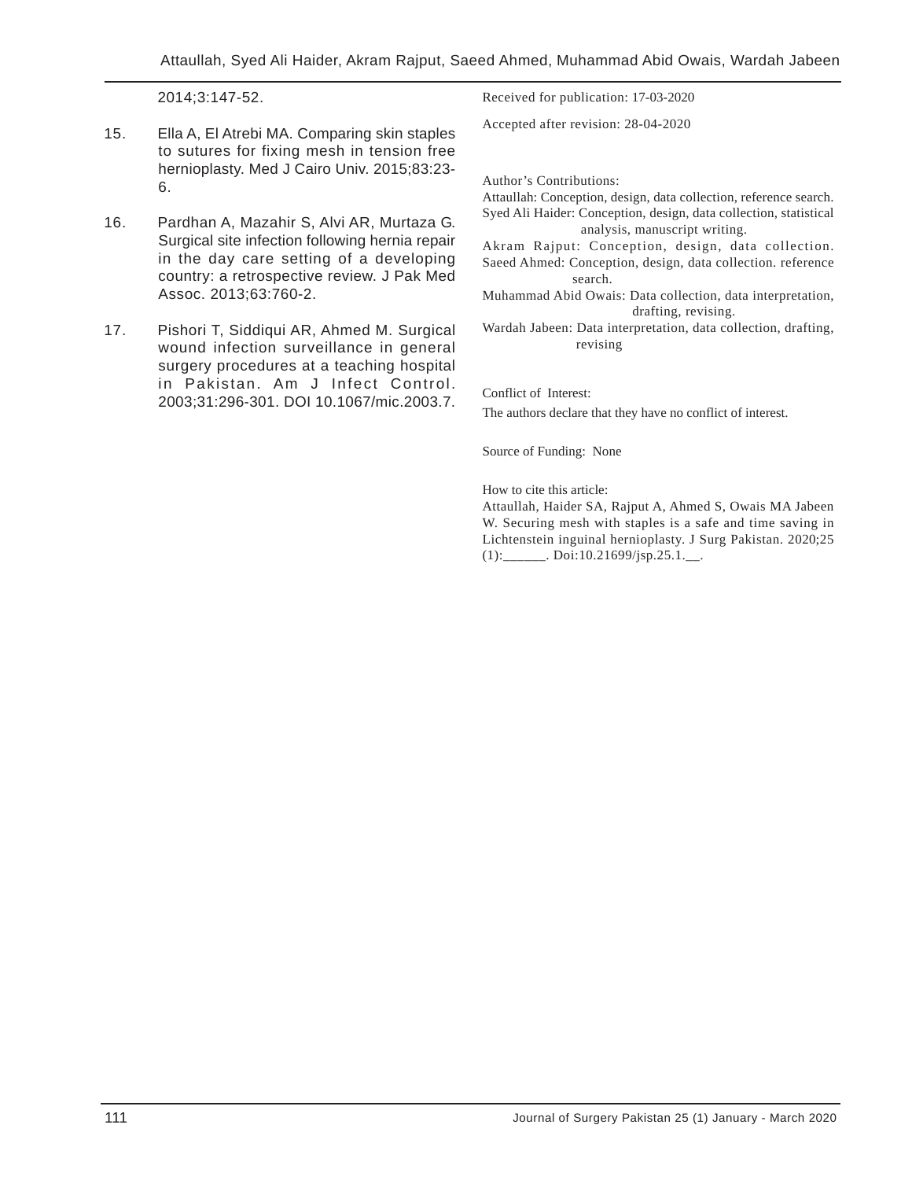2014;3:147-52.

15. Ella A, El Atrebi MA. Comparing skin staples to sutures for fixing mesh in tension free hernioplasty. Med J Cairo Univ. 2015;83:23-6.

16. Pardhan A, Mazahir S, Alvi AR, Murtaza G. Surgical site infection following hernia repair in the day care setting of a developing country: a retrospective review. J Pak Med Assoc. 2013;63:760-2.

17. Pishori T, Siddiqui AR, Ahmed M. Surgical wound infection surveillance in general surgery procedures at a teaching hospital in Pakistan. Am J Infect Control. 2003;31:296-301. DOI 10.1067/mic.2003.7.

Received for publication: 17-03-2020

Accepted after revision: 28-04-2020

Author's Contributions:

Attaullah: Conception, design, data collection, reference search.
Syed Ali Haider: Conception, design, data collection, statistical analysis, manuscript writing.
Akram Rajput: Conception, design, data collection.
Saeed Ahmed: Conception, design, data collection. reference search.
Muhammad Abid Owais: Data collection, data interpretation, drafting, revising.
Wardah Jabeen: Data interpretation, data collection, drafting, revising

Conflict of Interest:

The authors declare that they have no conflict of interest.

Source of Funding: None

How to cite this article:

Attaullah, Haider SA, Rajput A, Ahmed S, Owais MA Jabeen W. Securing mesh with staples is a safe and time saving in Lichtenstein inguinal hernioplasty. J Surg Pakistan. 2020;25 (1):______. Doi:10.21699/jsp.25.1.__.